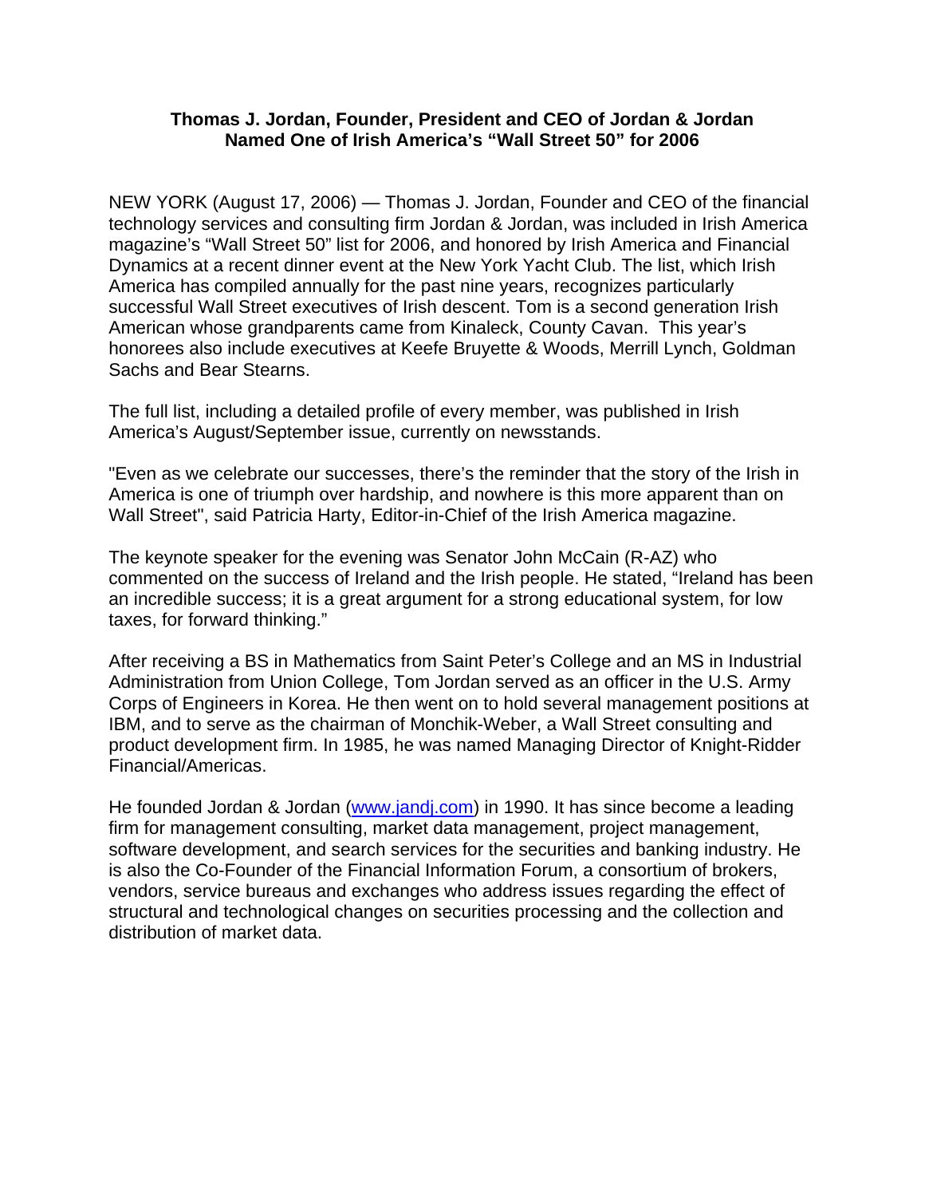# Thomas J. Jordan, Founder, President and CEO of Jordan & Jordan Named One of Irish America's "Wall Street 50" for 2006

NEW YORK (August 17, 2006) — Thomas J. Jordan, Founder and CEO of the financial technology services and consulting firm Jordan & Jordan, was included in Irish America magazine's "Wall Street 50" list for 2006, and honored by Irish America and Financial Dynamics at a recent dinner event at the New York Yacht Club. The list, which Irish America has compiled annually for the past nine years, recognizes particularly successful Wall Street executives of Irish descent. Tom is a second generation Irish American whose grandparents came from Kinaleck, County Cavan. This year's honorees also include executives at Keefe Bruyette & Woods, Merrill Lynch, Goldman Sachs and Bear Stearns.

The full list, including a detailed profile of every member, was published in Irish America's August/September issue, currently on newsstands.

"Even as we celebrate our successes, there's the reminder that the story of the Irish in America is one of triumph over hardship, and nowhere is this more apparent than on Wall Street", said Patricia Harty, Editor-in-Chief of the Irish America magazine.

The keynote speaker for the evening was Senator John McCain (R-AZ) who commented on the success of Ireland and the Irish people. He stated, "Ireland has been an incredible success; it is a great argument for a strong educational system, for low taxes, for forward thinking."

After receiving a BS in Mathematics from Saint Peter's College and an MS in Industrial Administration from Union College, Tom Jordan served as an officer in the U.S. Army Corps of Engineers in Korea. He then went on to hold several management positions at IBM, and to serve as the chairman of Monchik-Weber, a Wall Street consulting and product development firm. In 1985, he was named Managing Director of Knight-Ridder Financial/Americas.

He founded Jordan & Jordan ([www.jandj.com](http://www.jandj.com)) in 1990. It has since become a leading firm for management consulting, market data management, project management, software development, and search services for the securities and banking industry. He is also the Co-Founder of the Financial Information Forum, a consortium of brokers, vendors, service bureaus and exchanges who address issues regarding the effect of structural and technological changes on securities processing and the collection and distribution of market data.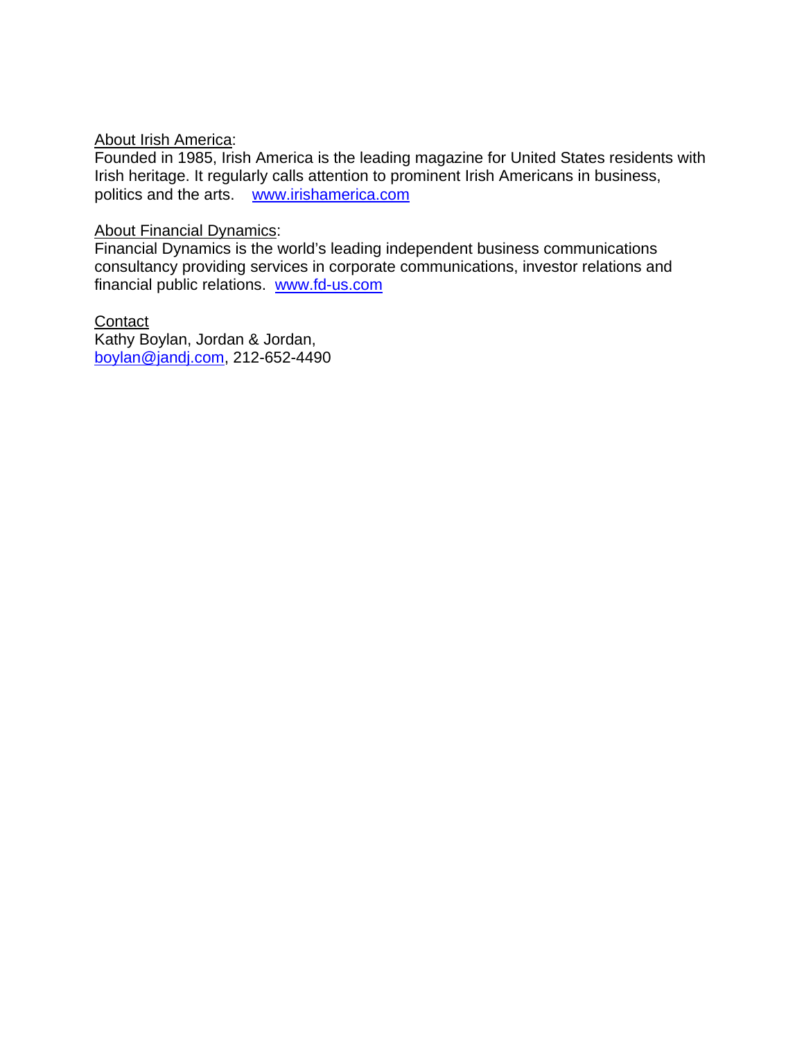About Irish America:
Founded in 1985, Irish America is the leading magazine for United States residents with Irish heritage. It regularly calls attention to prominent Irish Americans in business, politics and the arts. www.irishamerica.com

About Financial Dynamics:
Financial Dynamics is the world's leading independent business communications consultancy providing services in corporate communications, investor relations and financial public relations. www.fd-us.com

Contact
Kathy Boylan, Jordan & Jordan,
boylan@jandj.com, 212-652-4490